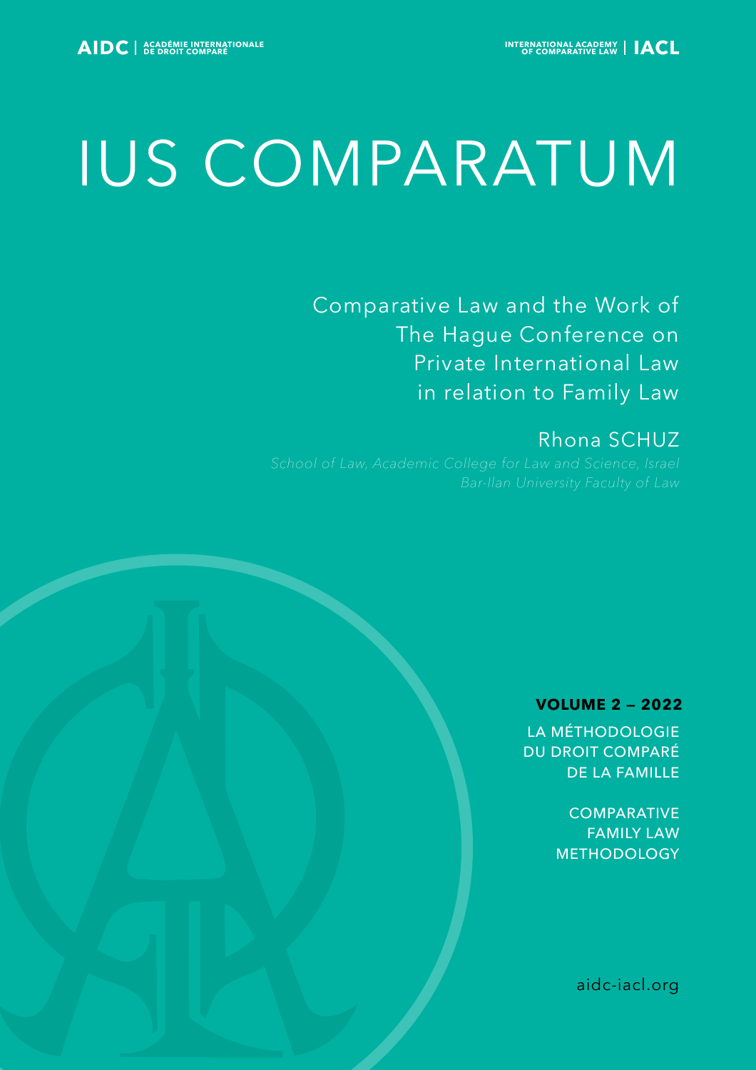AIDC | ACADÉMIE INTERNATIONALE DE DROIT COMPARÉ

INTERNATIONAL ACADEMY OF COMPARATIVE LAW | IACL

# IUS COMPARATUM

## Comparative Law and the Work of The Hague Conference on Private International Law in relation to Family Law

Rhona SCHUZ

*School of Law, Academic College for Law and Science, Israel*
*Bar-Ilan University Faculty of Law*

**VOLUME 2 — 2022**

LA MÉTHODOLOGIE DU DROIT COMPARÉ DE LA FAMILLE

COMPARATIVE FAMILY LAW METHODOLOGY

aidc-iacl.org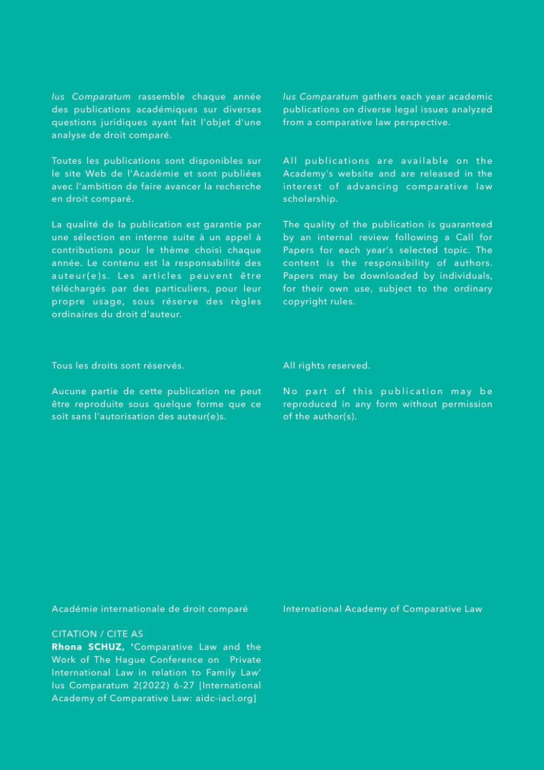*Ius Comparatum* rassemble chaque année des publications académiques sur diverses questions juridiques ayant fait l'objet d'une analyse de droit comparé.

Toutes les publications sont disponibles sur le site Web de l'Académie et sont publiées avec l'ambition de faire avancer la recherche en droit comparé.

La qualité de la publication est garantie par une sélection en interne suite à un appel à contributions pour le thème choisi chaque année. Le contenu est la responsabilité des auteur(e)s. Les articles peuvent être téléchargés par des particuliers, pour leur propre usage, sous réserve des règles ordinaires du droit d'auteur.

Tous les droits sont réservés.

Aucune partie de cette publication ne peut être reproduite sous quelque forme que ce soit sans l'autorisation des auteur(e)s.

*Ius Comparatum* gathers each year academic publications on diverse legal issues analyzed from a comparative law perspective.

All publications are available on the Academy's website and are released in the interest of advancing comparative law scholarship.

The quality of the publication is guaranteed by an internal review following a Call for Papers for each year's selected topic. The content is the responsibility of authors. Papers may be downloaded by individuals, for their own use, subject to the ordinary copyright rules.

All rights reserved.

No part of this publication may be reproduced in any form without permission of the author(s).

Académie internationale de droit comparé

International Academy of Comparative Law

CITATION / CITE AS

**Rhona SCHUZ,** 'Comparative Law and the Work of The Hague Conference on Private International Law in relation to Family Law' Ius Comparatum 2(2022) 6-27 [International Academy of Comparative Law: aidc-iacl.org]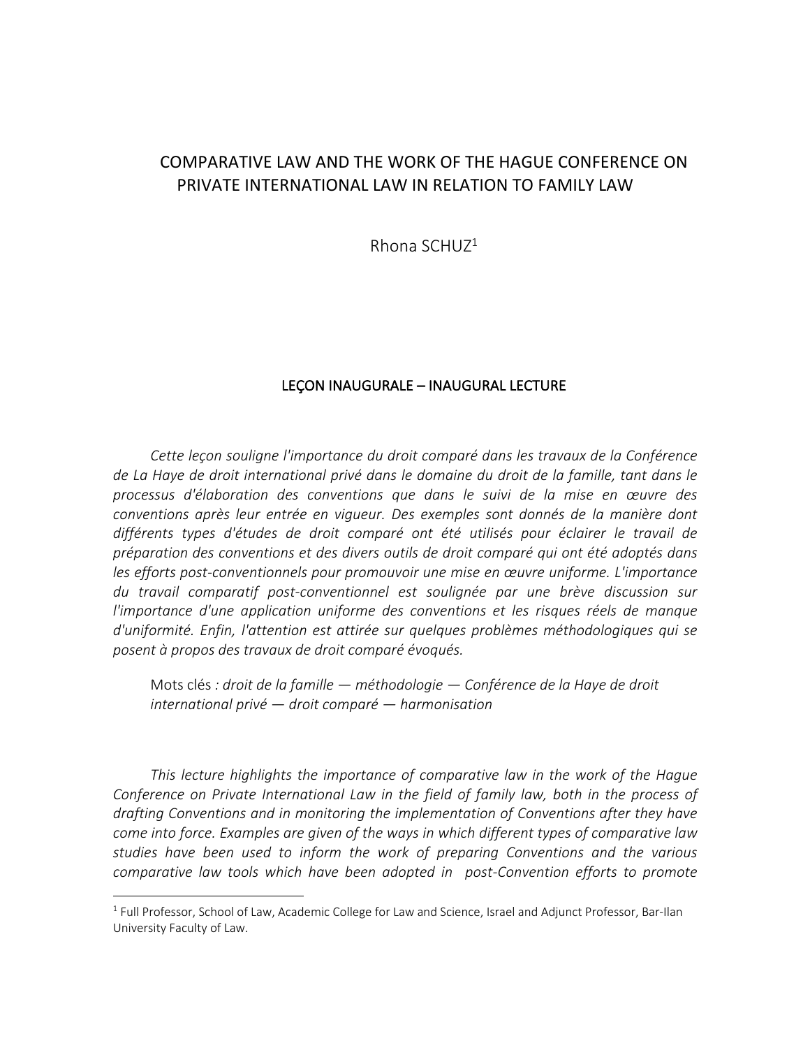# COMPARATIVE LAW AND THE WORK OF THE HAGUE CONFERENCE ON PRIVATE INTERNATIONAL LAW IN RELATION TO FAMILY LAW

Rhona SCHUZ[1]

## LEÇON INAUGURALE – INAUGURAL LECTURE

*Cette leçon souligne l'importance du droit comparé dans les travaux de la Conférence de La Haye de droit international privé dans le domaine du droit de la famille, tant dans le processus d'élaboration des conventions que dans le suivi de la mise en œuvre des conventions après leur entrée en vigueur. Des exemples sont donnés de la manière dont différents types d'études de droit comparé ont été utilisés pour éclairer le travail de préparation des conventions et des divers outils de droit comparé qui ont été adoptés dans les efforts post-conventionnels pour promouvoir une mise en œuvre uniforme. L'importance du travail comparatif post-conventionnel est soulignée par une brève discussion sur l'importance d'une application uniforme des conventions et les risques réels de manque d'uniformité. Enfin, l'attention est attirée sur quelques problèmes méthodologiques qui se posent à propos des travaux de droit comparé évoqués.*

Mots clés *: droit de la famille — méthodologie — Conférence de la Haye de droit international privé — droit comparé — harmonisation*

*This lecture highlights the importance of comparative law in the work of the Hague Conference on Private International Law in the field of family law, both in the process of drafting Conventions and in monitoring the implementation of Conventions after they have come into force. Examples are given of the ways in which different types of comparative law studies have been used to inform the work of preparing Conventions and the various comparative law tools which have been adopted in post-Convention efforts to promote*

[1] Full Professor, School of Law, Academic College for Law and Science, Israel and Adjunct Professor, Bar-Ilan University Faculty of Law.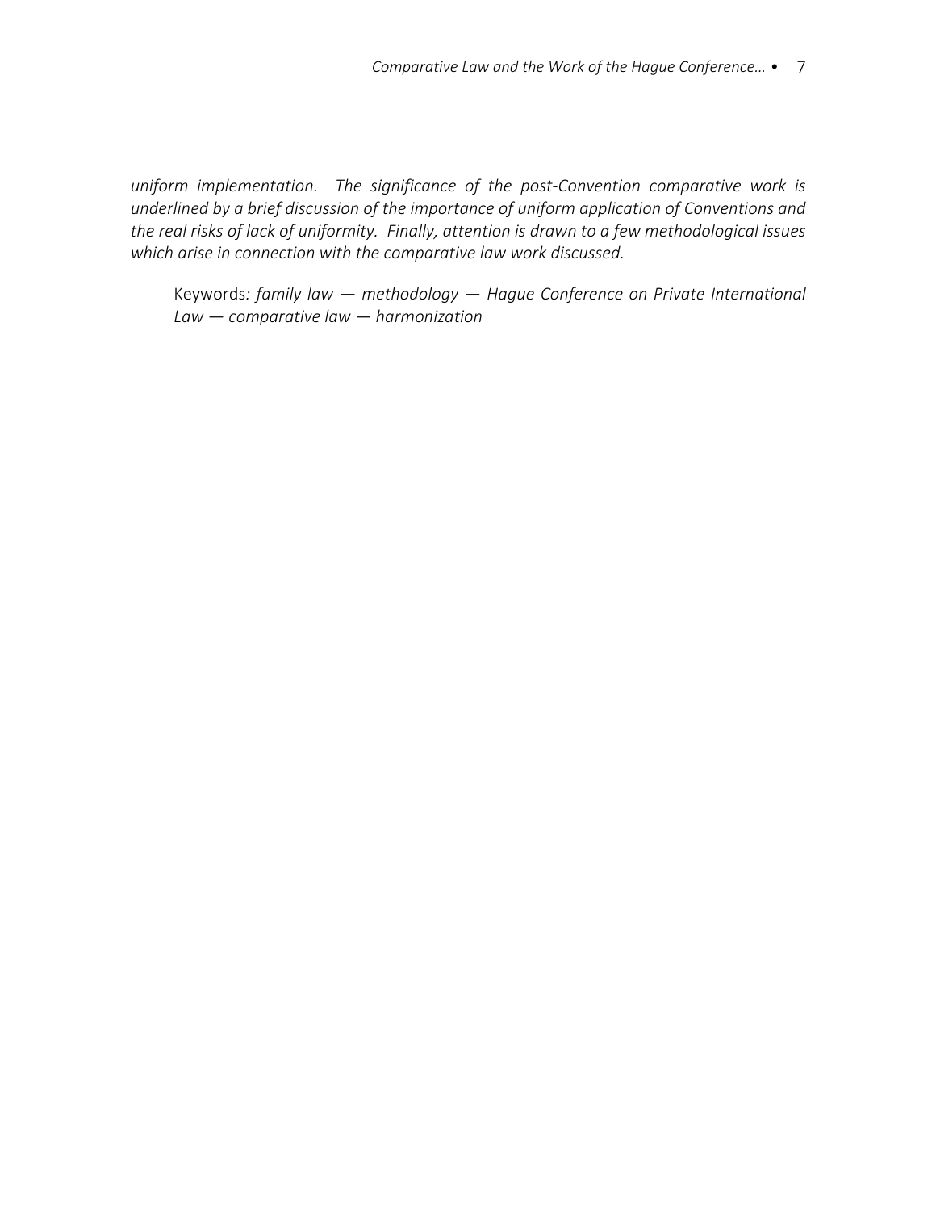*uniform implementation. The significance of the post-Convention comparative work is underlined by a brief discussion of the importance of uniform application of Conventions and the real risks of lack of uniformity. Finally, attention is drawn to a few methodological issues which arise in connection with the comparative law work discussed.*

Keywords*: family law — methodology — Hague Conference on Private International Law — comparative law — harmonization*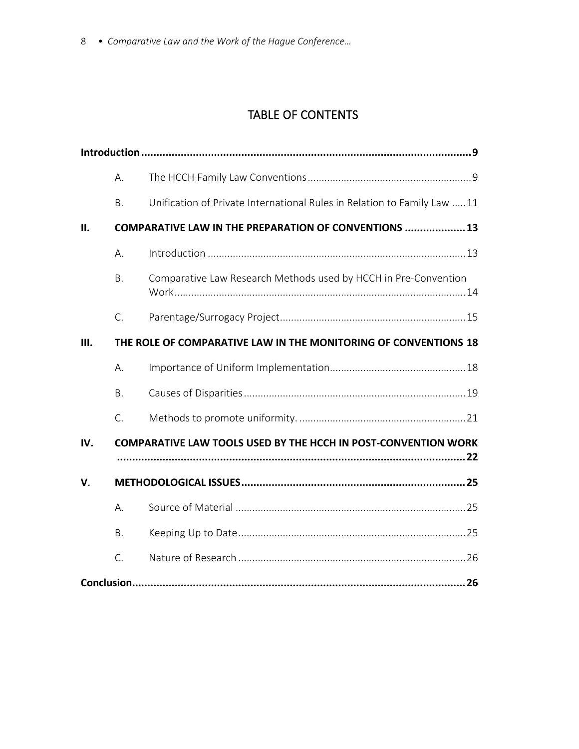## TABLE OF CONTENTS

**Introduction** .......... **9**

- A. The HCCH Family Law Conventions .......... 9
- B. Unification of Private International Rules in Relation to Family Law .......... 11

**II. COMPARATIVE LAW IN THE PREPARATION OF CONVENTIONS** .......... **13**

- A. Introduction .......... 13
- B. Comparative Law Research Methods used by HCCH in Pre-Convention Work .......... 14
- C. Parentage/Surrogacy Project .......... 15

**III. THE ROLE OF COMPARATIVE LAW IN THE MONITORING OF CONVENTIONS** **18**

- A. Importance of Uniform Implementation .......... 18
- B. Causes of Disparities .......... 19
- C. Methods to promote uniformity. .......... 21

**IV. COMPARATIVE LAW TOOLS USED BY THE HCCH IN POST-CONVENTION WORK** .......... **22**

**V. METHODOLOGICAL ISSUES** .......... **25**

- A. Source of Material .......... 25
- B. Keeping Up to Date .......... 25
- C. Nature of Research .......... 26

**Conclusion** .......... **26**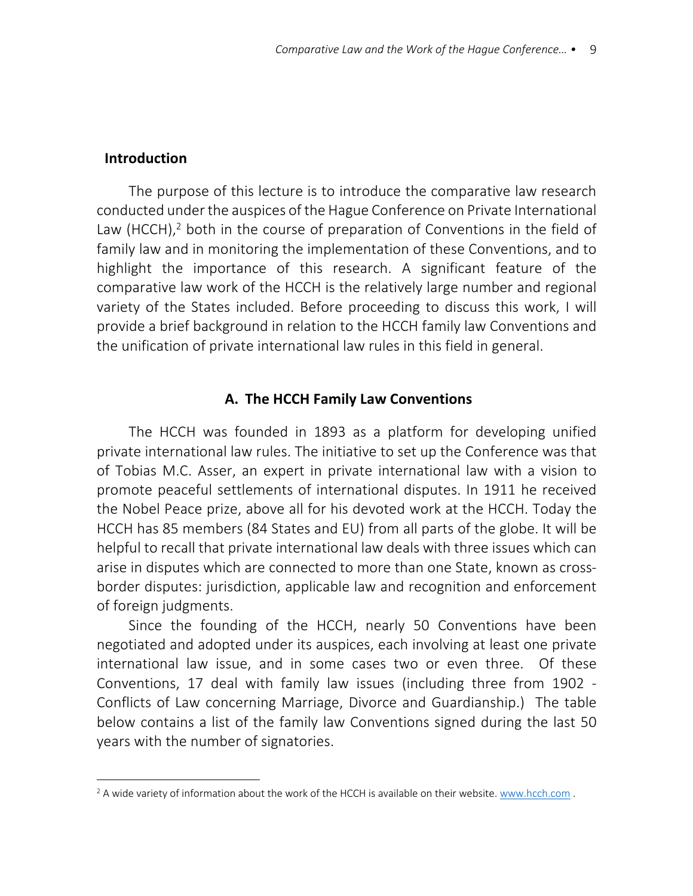## Introduction

The purpose of this lecture is to introduce the comparative law research conducted under the auspices of the Hague Conference on Private International Law (HCCH),[2] both in the course of preparation of Conventions in the field of family law and in monitoring the implementation of these Conventions, and to highlight the importance of this research. A significant feature of the comparative law work of the HCCH is the relatively large number and regional variety of the States included. Before proceeding to discuss this work, I will provide a brief background in relation to the HCCH family law Conventions and the unification of private international law rules in this field in general.

### A. The HCCH Family Law Conventions

The HCCH was founded in 1893 as a platform for developing unified private international law rules. The initiative to set up the Conference was that of Tobias M.C. Asser, an expert in private international law with a vision to promote peaceful settlements of international disputes. In 1911 he received the Nobel Peace prize, above all for his devoted work at the HCCH. Today the HCCH has 85 members (84 States and EU) from all parts of the globe. It will be helpful to recall that private international law deals with three issues which can arise in disputes which are connected to more than one State, known as cross-border disputes: jurisdiction, applicable law and recognition and enforcement of foreign judgments.

Since the founding of the HCCH, nearly 50 Conventions have been negotiated and adopted under its auspices, each involving at least one private international law issue, and in some cases two or even three. Of these Conventions, 17 deal with family law issues (including three from 1902 - Conflicts of Law concerning Marriage, Divorce and Guardianship.) The table below contains a list of the family law Conventions signed during the last 50 years with the number of signatories.

[2] A wide variety of information about the work of the HCCH is available on their website. www.hcch.com .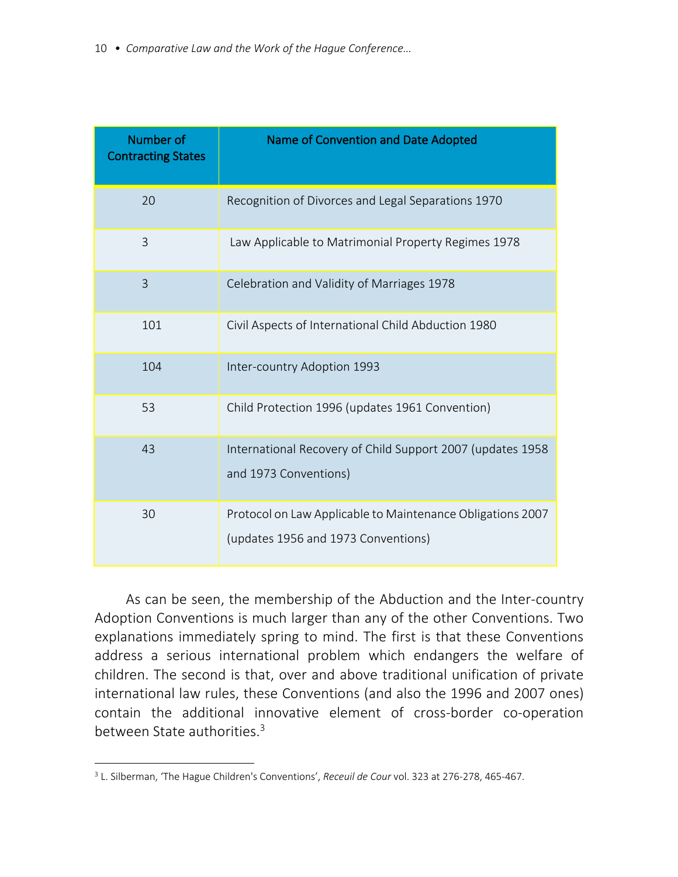| Number of Contracting States | Name of Convention and Date Adopted |
|---|---|
| 20 | Recognition of Divorces and Legal Separations 1970 |
| 3 | Law Applicable to Matrimonial Property Regimes 1978 |
| 3 | Celebration and Validity of Marriages 1978 |
| 101 | Civil Aspects of International Child Abduction 1980 |
| 104 | Inter-country Adoption 1993 |
| 53 | Child Protection 1996 (updates 1961 Convention) |
| 43 | International Recovery of Child Support 2007 (updates 1958 and 1973 Conventions) |
| 30 | Protocol on Law Applicable to Maintenance Obligations 2007 (updates 1956 and 1973 Conventions) |

As can be seen, the membership of the Abduction and the Inter-country Adoption Conventions is much larger than any of the other Conventions. Two explanations immediately spring to mind. The first is that these Conventions address a serious international problem which endangers the welfare of children. The second is that, over and above traditional unification of private international law rules, these Conventions (and also the 1996 and 2007 ones) contain the additional innovative element of cross-border co-operation between State authorities.[3]

[3] L. Silberman, 'The Hague Children's Conventions', *Receuil de Cour* vol. 323 at 276-278, 465-467.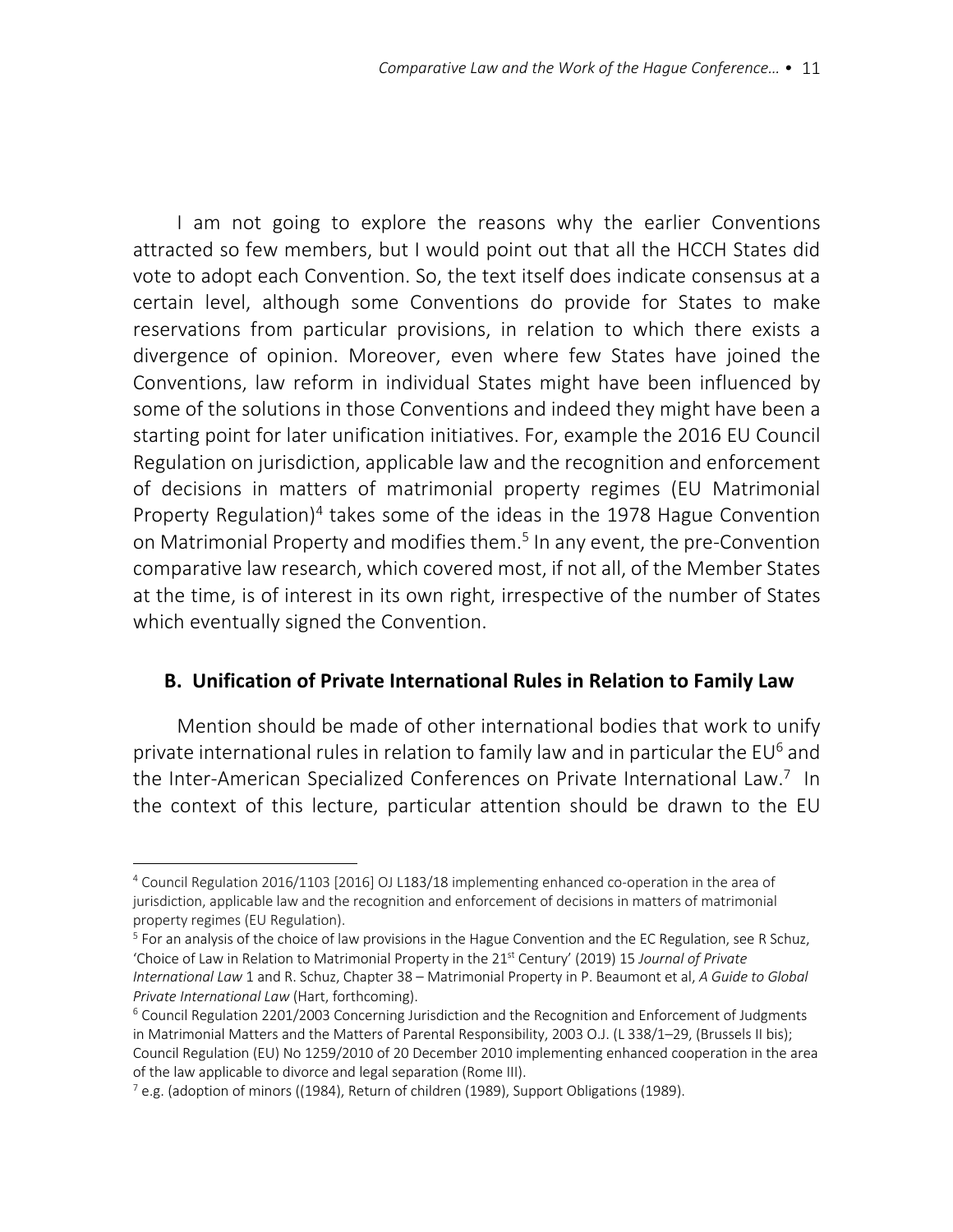I am not going to explore the reasons why the earlier Conventions attracted so few members, but I would point out that all the HCCH States did vote to adopt each Convention. So, the text itself does indicate consensus at a certain level, although some Conventions do provide for States to make reservations from particular provisions, in relation to which there exists a divergence of opinion. Moreover, even where few States have joined the Conventions, law reform in individual States might have been influenced by some of the solutions in those Conventions and indeed they might have been a starting point for later unification initiatives. For, example the 2016 EU Council Regulation on jurisdiction, applicable law and the recognition and enforcement of decisions in matters of matrimonial property regimes (EU Matrimonial Property Regulation)[4] takes some of the ideas in the 1978 Hague Convention on Matrimonial Property and modifies them.[5] In any event, the pre-Convention comparative law research, which covered most, if not all, of the Member States at the time, is of interest in its own right, irrespective of the number of States which eventually signed the Convention.

### B. Unification of Private International Rules in Relation to Family Law

Mention should be made of other international bodies that work to unify private international rules in relation to family law and in particular the EU[6] and the Inter-American Specialized Conferences on Private International Law.[7] In the context of this lecture, particular attention should be drawn to the EU

---

[4] Council Regulation 2016/1103 [2016] OJ L183/18 implementing enhanced co-operation in the area of jurisdiction, applicable law and the recognition and enforcement of decisions in matters of matrimonial property regimes (EU Regulation).

[5] For an analysis of the choice of law provisions in the Hague Convention and the EC Regulation, see R Schuz, 'Choice of Law in Relation to Matrimonial Property in the 21st Century' (2019) 15 *Journal of Private International Law* 1 and R. Schuz, Chapter 38 – Matrimonial Property in P. Beaumont et al, *A Guide to Global Private International Law* (Hart, forthcoming).

[6] Council Regulation 2201/2003 Concerning Jurisdiction and the Recognition and Enforcement of Judgments in Matrimonial Matters and the Matters of Parental Responsibility, 2003 O.J. (L 338/1–29, (Brussels II bis); Council Regulation (EU) No 1259/2010 of 20 December 2010 implementing enhanced cooperation in the area of the law applicable to divorce and legal separation (Rome III).

[7] e.g. (adoption of minors ((1984), Return of children (1989), Support Obligations (1989).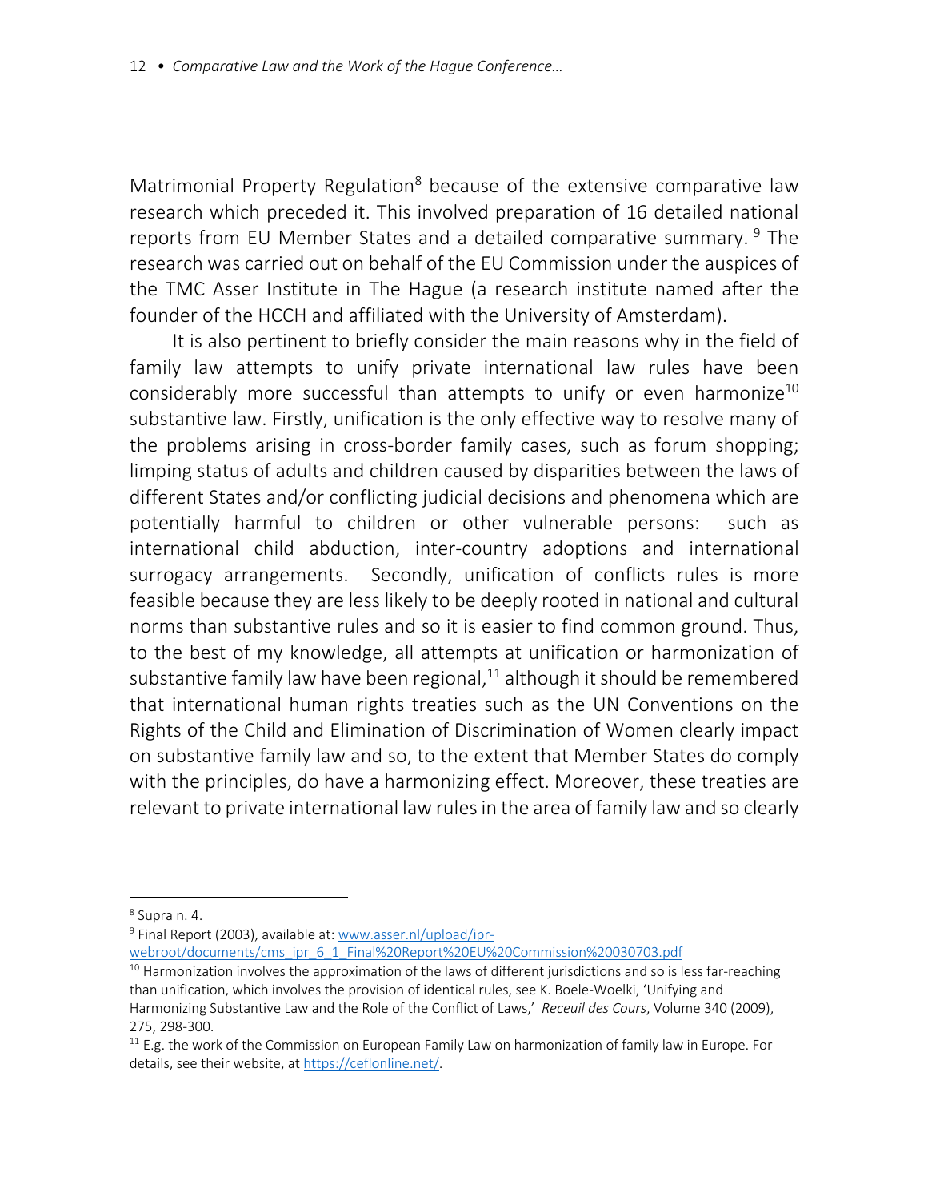Matrimonial Property Regulation[8] because of the extensive comparative law research which preceded it. This involved preparation of 16 detailed national reports from EU Member States and a detailed comparative summary. [9] The research was carried out on behalf of the EU Commission under the auspices of the TMC Asser Institute in The Hague (a research institute named after the founder of the HCCH and affiliated with the University of Amsterdam).

It is also pertinent to briefly consider the main reasons why in the field of family law attempts to unify private international law rules have been considerably more successful than attempts to unify or even harmonize[10] substantive law. Firstly, unification is the only effective way to resolve many of the problems arising in cross-border family cases, such as forum shopping; limping status of adults and children caused by disparities between the laws of different States and/or conflicting judicial decisions and phenomena which are potentially harmful to children or other vulnerable persons: such as international child abduction, inter-country adoptions and international surrogacy arrangements. Secondly, unification of conflicts rules is more feasible because they are less likely to be deeply rooted in national and cultural norms than substantive rules and so it is easier to find common ground. Thus, to the best of my knowledge, all attempts at unification or harmonization of substantive family law have been regional,[11] although it should be remembered that international human rights treaties such as the UN Conventions on the Rights of the Child and Elimination of Discrimination of Women clearly impact on substantive family law and so, to the extent that Member States do comply with the principles, do have a harmonizing effect. Moreover, these treaties are relevant to private international law rules in the area of family law and so clearly

---

[8] Supra n. 4.

[9] Final Report (2003), available at: [www.asser.nl/upload/ipr-webroot/documents/cms_ipr_6_1_Final%20Report%20EU%20Commission%20030703.pdf](www.asser.nl/upload/ipr-webroot/documents/cms_ipr_6_1_Final%20Report%20EU%20Commission%20030703.pdf)

[10] Harmonization involves the approximation of the laws of different jurisdictions and so is less far-reaching than unification, which involves the provision of identical rules, see K. Boele-Woelki, 'Unifying and Harmonizing Substantive Law and the Role of the Conflict of Laws,' *Receuil des Cours*, Volume 340 (2009), 275, 298-300.

[11] E.g. the work of the Commission on European Family Law on harmonization of family law in Europe. For details, see their website, at [https://ceflonline.net/](https://ceflonline.net/).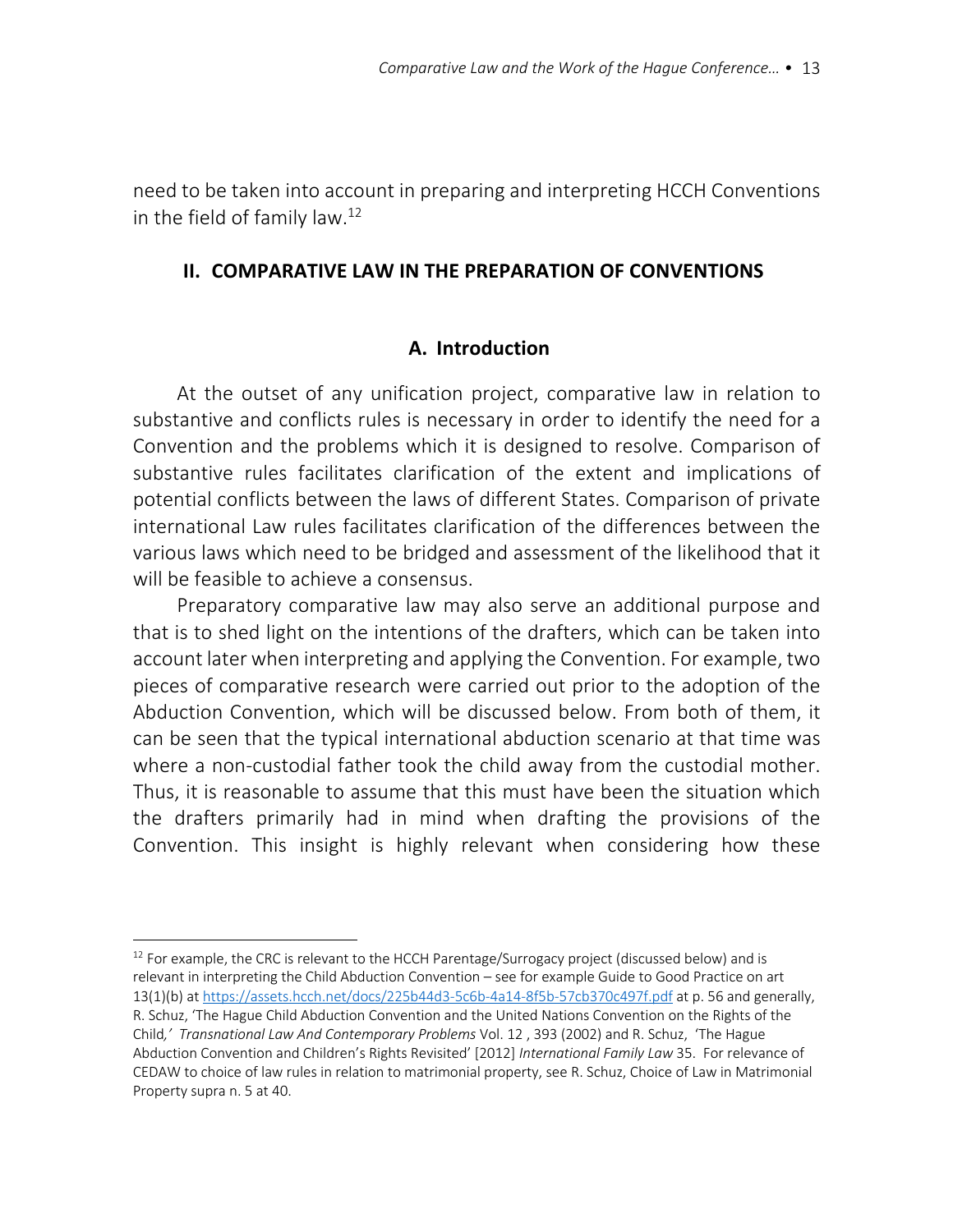need to be taken into account in preparing and interpreting HCCH Conventions in the field of family law.[12]

## II. COMPARATIVE LAW IN THE PREPARATION OF CONVENTIONS

### A. Introduction

At the outset of any unification project, comparative law in relation to substantive and conflicts rules is necessary in order to identify the need for a Convention and the problems which it is designed to resolve. Comparison of substantive rules facilitates clarification of the extent and implications of potential conflicts between the laws of different States. Comparison of private international Law rules facilitates clarification of the differences between the various laws which need to be bridged and assessment of the likelihood that it will be feasible to achieve a consensus.

Preparatory comparative law may also serve an additional purpose and that is to shed light on the intentions of the drafters, which can be taken into account later when interpreting and applying the Convention. For example, two pieces of comparative research were carried out prior to the adoption of the Abduction Convention, which will be discussed below. From both of them, it can be seen that the typical international abduction scenario at that time was where a non-custodial father took the child away from the custodial mother. Thus, it is reasonable to assume that this must have been the situation which the drafters primarily had in mind when drafting the provisions of the Convention. This insight is highly relevant when considering how these

---

[12] For example, the CRC is relevant to the HCCH Parentage/Surrogacy project (discussed below) and is relevant in interpreting the Child Abduction Convention – see for example Guide to Good Practice on art 13(1)(b) at https://assets.hcch.net/docs/225b44d3-5c6b-4a14-8f5b-57cb370c497f.pdf at p. 56 and generally, R. Schuz, 'The Hague Child Abduction Convention and the United Nations Convention on the Rights of the Child,' *Transnational Law And Contemporary Problems* Vol. 12 , 393 (2002) and R. Schuz, 'The Hague Abduction Convention and Children's Rights Revisited' [2012] *International Family Law* 35. For relevance of CEDAW to choice of law rules in relation to matrimonial property, see R. Schuz, Choice of Law in Matrimonial Property supra n. 5 at 40.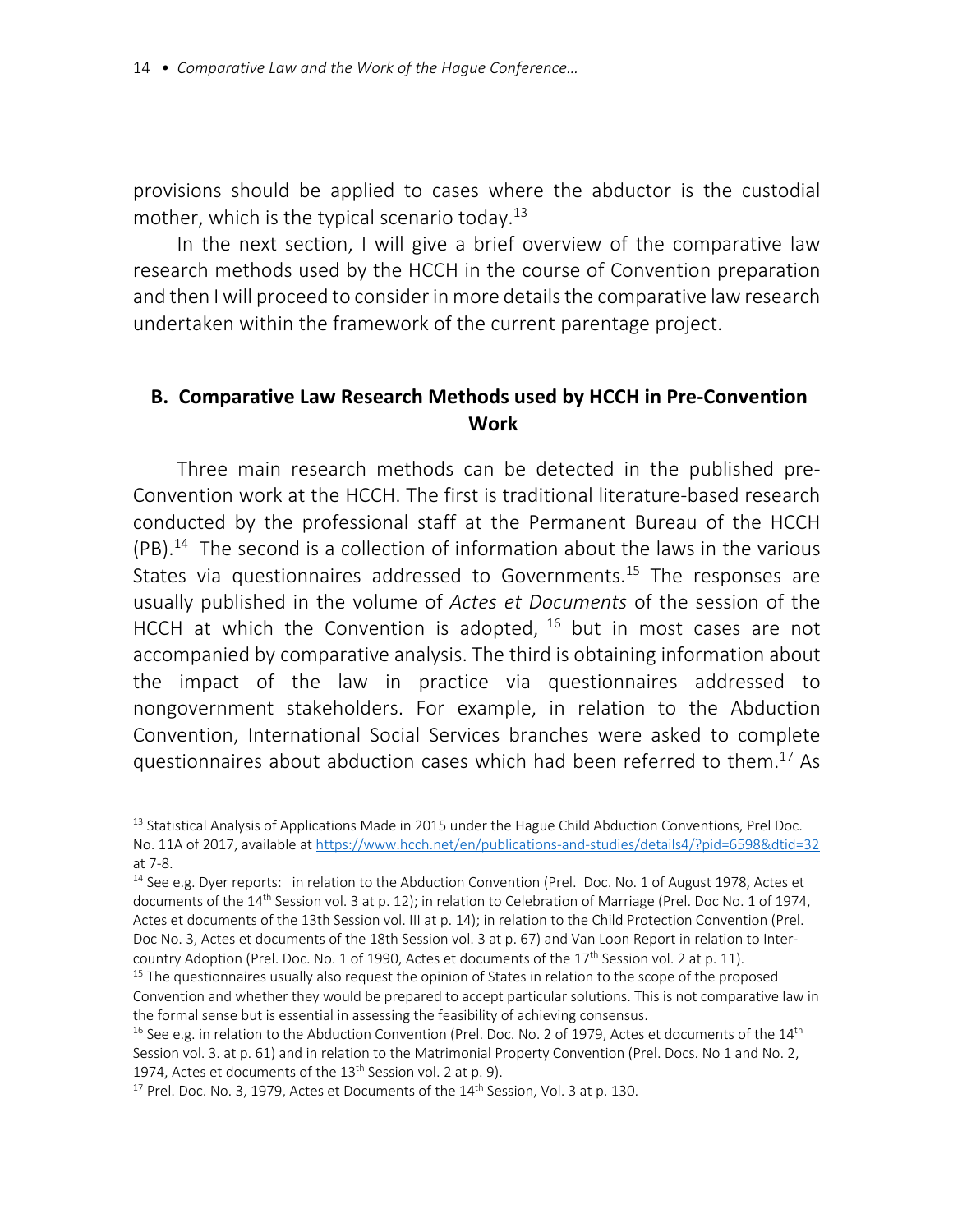provisions should be applied to cases where the abductor is the custodial mother, which is the typical scenario today.[13]

In the next section, I will give a brief overview of the comparative law research methods used by the HCCH in the course of Convention preparation and then I will proceed to consider in more details the comparative law research undertaken within the framework of the current parentage project.

## B. Comparative Law Research Methods used by HCCH in Pre-Convention Work

Three main research methods can be detected in the published pre-Convention work at the HCCH. The first is traditional literature-based research conducted by the professional staff at the Permanent Bureau of the HCCH (PB).[14] The second is a collection of information about the laws in the various States via questionnaires addressed to Governments.[15] The responses are usually published in the volume of *Actes et Documents* of the session of the HCCH at which the Convention is adopted, [16] but in most cases are not accompanied by comparative analysis. The third is obtaining information about the impact of the law in practice via questionnaires addressed to nongovernment stakeholders. For example, in relation to the Abduction Convention, International Social Services branches were asked to complete questionnaires about abduction cases which had been referred to them.[17] As

---

[13] Statistical Analysis of Applications Made in 2015 under the Hague Child Abduction Conventions, Prel Doc. No. 11A of 2017, available at https://www.hcch.net/en/publications-and-studies/details4/?pid=6598&dtid=32 at 7-8.

[14] See e.g. Dyer reports: in relation to the Abduction Convention (Prel. Doc. No. 1 of August 1978, Actes et documents of the 14th Session vol. 3 at p. 12); in relation to Celebration of Marriage (Prel. Doc No. 1 of 1974, Actes et documents of the 13th Session vol. III at p. 14); in relation to the Child Protection Convention (Prel. Doc No. 3, Actes et documents of the 18th Session vol. 3 at p. 67) and Van Loon Report in relation to Inter-country Adoption (Prel. Doc. No. 1 of 1990, Actes et documents of the 17th Session vol. 2 at p. 11).

[15] The questionnaires usually also request the opinion of States in relation to the scope of the proposed Convention and whether they would be prepared to accept particular solutions. This is not comparative law in the formal sense but is essential in assessing the feasibility of achieving consensus.

[16] See e.g. in relation to the Abduction Convention (Prel. Doc. No. 2 of 1979, Actes et documents of the 14th Session vol. 3. at p. 61) and in relation to the Matrimonial Property Convention (Prel. Docs. No 1 and No. 2, 1974, Actes et documents of the 13th Session vol. 2 at p. 9).

[17] Prel. Doc. No. 3, 1979, Actes et Documents of the 14th Session, Vol. 3 at p. 130.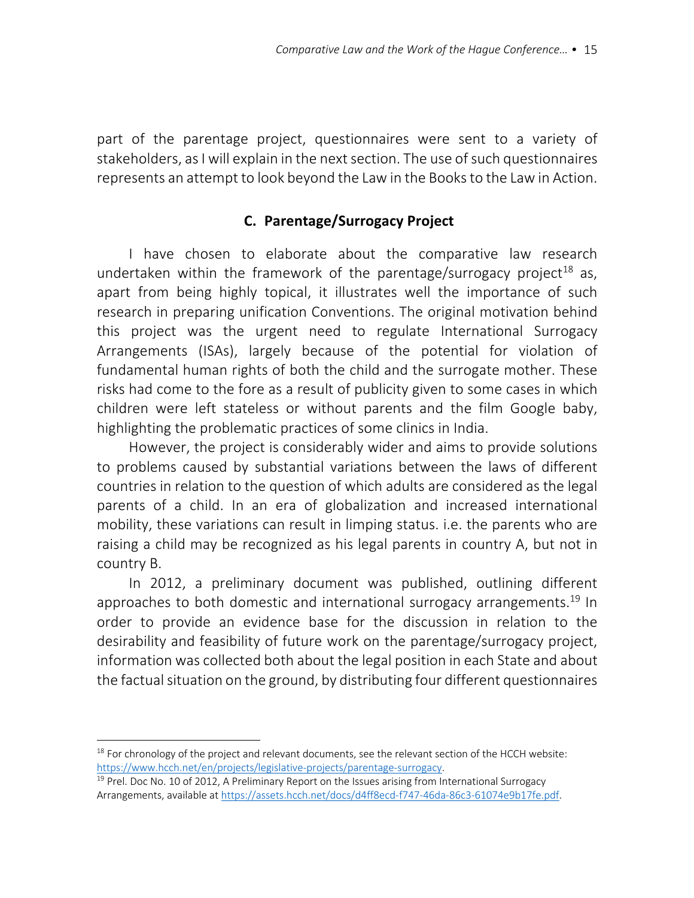part of the parentage project, questionnaires were sent to a variety of stakeholders, as I will explain in the next section. The use of such questionnaires represents an attempt to look beyond the Law in the Books to the Law in Action.

### C. Parentage/Surrogacy Project

I have chosen to elaborate about the comparative law research undertaken within the framework of the parentage/surrogacy project[18] as, apart from being highly topical, it illustrates well the importance of such research in preparing unification Conventions. The original motivation behind this project was the urgent need to regulate International Surrogacy Arrangements (ISAs), largely because of the potential for violation of fundamental human rights of both the child and the surrogate mother. These risks had come to the fore as a result of publicity given to some cases in which children were left stateless or without parents and the film Google baby, highlighting the problematic practices of some clinics in India.

However, the project is considerably wider and aims to provide solutions to problems caused by substantial variations between the laws of different countries in relation to the question of which adults are considered as the legal parents of a child. In an era of globalization and increased international mobility, these variations can result in limping status. i.e. the parents who are raising a child may be recognized as his legal parents in country A, but not in country B.

In 2012, a preliminary document was published, outlining different approaches to both domestic and international surrogacy arrangements.[19] In order to provide an evidence base for the discussion in relation to the desirability and feasibility of future work on the parentage/surrogacy project, information was collected both about the legal position in each State and about the factual situation on the ground, by distributing four different questionnaires

---

[18] For chronology of the project and relevant documents, see the relevant section of the HCCH website: https://www.hcch.net/en/projects/legislative-projects/parentage-surrogacy.

[19] Prel. Doc No. 10 of 2012, A Preliminary Report on the Issues arising from International Surrogacy Arrangements, available at https://assets.hcch.net/docs/d4ff8ecd-f747-46da-86c3-61074e9b17fe.pdf.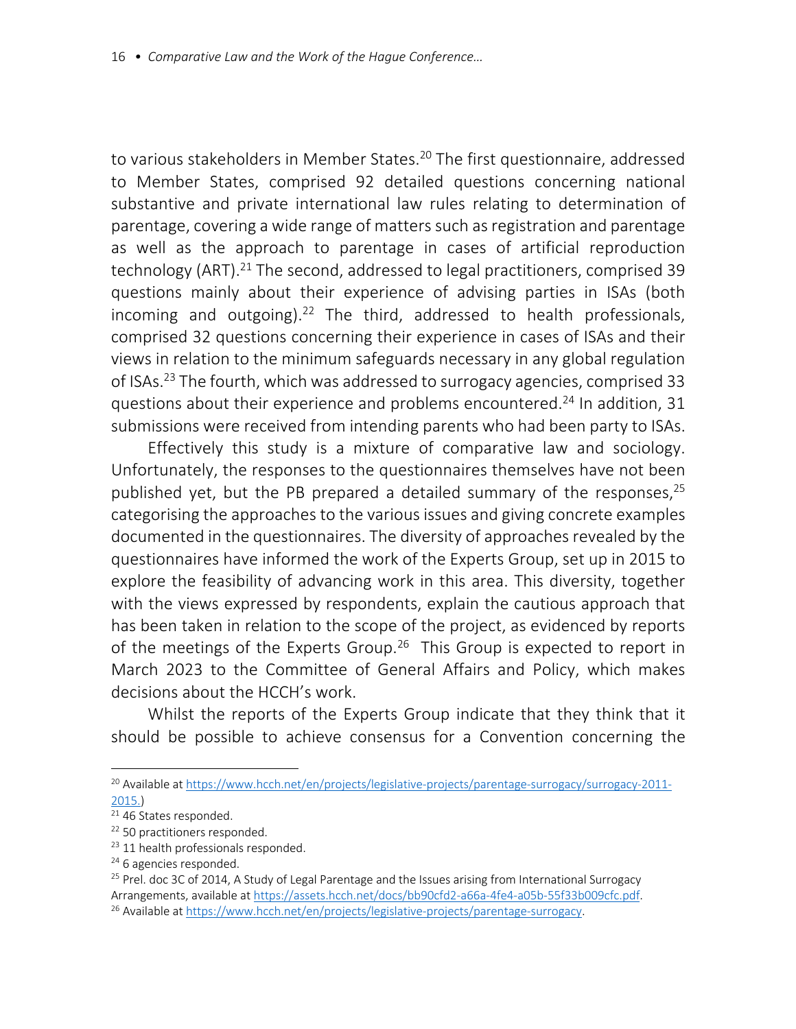to various stakeholders in Member States.[20] The first questionnaire, addressed to Member States, comprised 92 detailed questions concerning national substantive and private international law rules relating to determination of parentage, covering a wide range of matters such as registration and parentage as well as the approach to parentage in cases of artificial reproduction technology (ART).[21] The second, addressed to legal practitioners, comprised 39 questions mainly about their experience of advising parties in ISAs (both incoming and outgoing).[22] The third, addressed to health professionals, comprised 32 questions concerning their experience in cases of ISAs and their views in relation to the minimum safeguards necessary in any global regulation of ISAs.[23] The fourth, which was addressed to surrogacy agencies, comprised 33 questions about their experience and problems encountered.[24] In addition, 31 submissions were received from intending parents who had been party to ISAs.

Effectively this study is a mixture of comparative law and sociology. Unfortunately, the responses to the questionnaires themselves have not been published yet, but the PB prepared a detailed summary of the responses,[25] categorising the approaches to the various issues and giving concrete examples documented in the questionnaires. The diversity of approaches revealed by the questionnaires have informed the work of the Experts Group, set up in 2015 to explore the feasibility of advancing work in this area. This diversity, together with the views expressed by respondents, explain the cautious approach that has been taken in relation to the scope of the project, as evidenced by reports of the meetings of the Experts Group.[26] This Group is expected to report in March 2023 to the Committee of General Affairs and Policy, which makes decisions about the HCCH's work.

Whilst the reports of the Experts Group indicate that they think that it should be possible to achieve consensus for a Convention concerning the

---

[20] Available at https://www.hcch.net/en/projects/legislative-projects/parentage-surrogacy/surrogacy-2011-2015.)

[21] 46 States responded.

[22] 50 practitioners responded.

[23] 11 health professionals responded.

[24] 6 agencies responded.

[25] Prel. doc 3C of 2014, A Study of Legal Parentage and the Issues arising from International Surrogacy Arrangements, available at https://assets.hcch.net/docs/bb90cfd2-a66a-4fe4-a05b-55f33b009cfc.pdf.

[26] Available at https://www.hcch.net/en/projects/legislative-projects/parentage-surrogacy.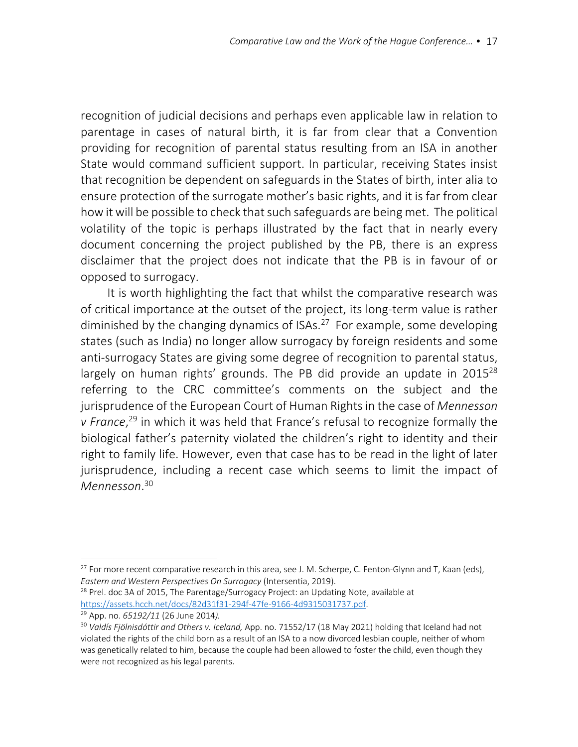recognition of judicial decisions and perhaps even applicable law in relation to parentage in cases of natural birth, it is far from clear that a Convention providing for recognition of parental status resulting from an ISA in another State would command sufficient support. In particular, receiving States insist that recognition be dependent on safeguards in the States of birth, inter alia to ensure protection of the surrogate mother's basic rights, and it is far from clear how it will be possible to check that such safeguards are being met. The political volatility of the topic is perhaps illustrated by the fact that in nearly every document concerning the project published by the PB, there is an express disclaimer that the project does not indicate that the PB is in favour of or opposed to surrogacy.

It is worth highlighting the fact that whilst the comparative research was of critical importance at the outset of the project, its long-term value is rather diminished by the changing dynamics of ISAs.[27] For example, some developing states (such as India) no longer allow surrogacy by foreign residents and some anti-surrogacy States are giving some degree of recognition to parental status, largely on human rights' grounds. The PB did provide an update in 2015[28] referring to the CRC committee's comments on the subject and the jurisprudence of the European Court of Human Rights in the case of *Mennesson v France*,[29] in which it was held that France's refusal to recognize formally the biological father's paternity violated the children's right to identity and their right to family life. However, even that case has to be read in the light of later jurisprudence, including a recent case which seems to limit the impact of *Mennesson*.[30]

---

[27] For more recent comparative research in this area, see J. M. Scherpe, C. Fenton-Glynn and T, Kaan (eds), *Eastern and Western Perspectives On Surrogacy* (Intersentia, 2019).

[28] Prel. doc 3A of 2015, The Parentage/Surrogacy Project: an Updating Note, available at https://assets.hcch.net/docs/82d31f31-294f-47fe-9166-4d9315031737.pdf.

[29] App. no. *65192/11* (26 June 2014*).*

[30] *Valdís Fjölnisdóttir and Others v. Iceland,* App. no. 71552/17 (18 May 2021) holding that Iceland had not violated the rights of the child born as a result of an ISA to a now divorced lesbian couple, neither of whom was genetically related to him, because the couple had been allowed to foster the child, even though they were not recognized as his legal parents.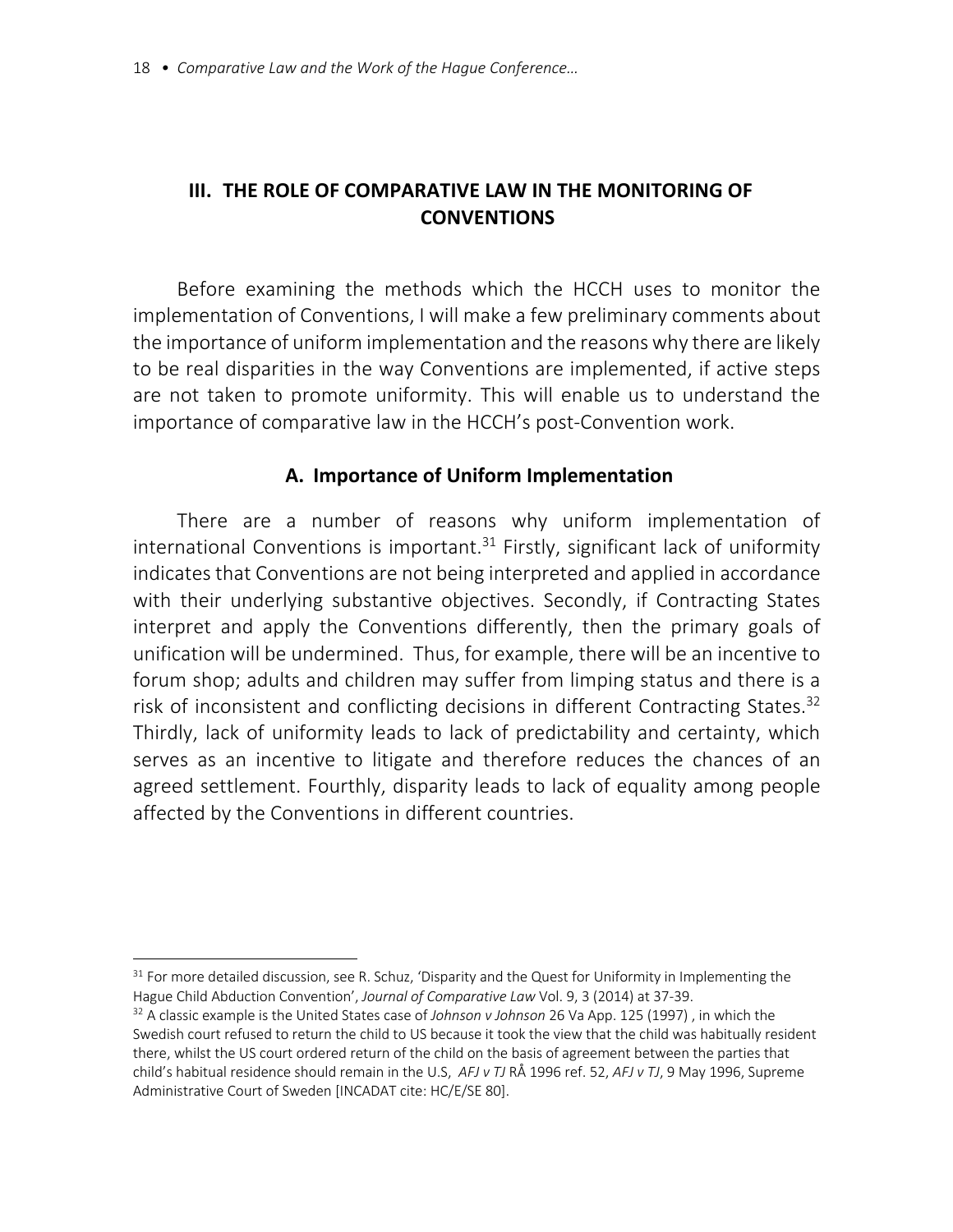## III. THE ROLE OF COMPARATIVE LAW IN THE MONITORING OF CONVENTIONS

Before examining the methods which the HCCH uses to monitor the implementation of Conventions, I will make a few preliminary comments about the importance of uniform implementation and the reasons why there are likely to be real disparities in the way Conventions are implemented, if active steps are not taken to promote uniformity. This will enable us to understand the importance of comparative law in the HCCH's post-Convention work.

### A. Importance of Uniform Implementation

There are a number of reasons why uniform implementation of international Conventions is important.[31] Firstly, significant lack of uniformity indicates that Conventions are not being interpreted and applied in accordance with their underlying substantive objectives. Secondly, if Contracting States interpret and apply the Conventions differently, then the primary goals of unification will be undermined. Thus, for example, there will be an incentive to forum shop; adults and children may suffer from limping status and there is a risk of inconsistent and conflicting decisions in different Contracting States.[32] Thirdly, lack of uniformity leads to lack of predictability and certainty, which serves as an incentive to litigate and therefore reduces the chances of an agreed settlement. Fourthly, disparity leads to lack of equality among people affected by the Conventions in different countries.

---

[31] For more detailed discussion, see R. Schuz, 'Disparity and the Quest for Uniformity in Implementing the Hague Child Abduction Convention', *Journal of Comparative Law* Vol. 9, 3 (2014) at 37-39.

[32] A classic example is the United States case of *Johnson v Johnson* 26 Va App. 125 (1997) , in which the Swedish court refused to return the child to US because it took the view that the child was habitually resident there, whilst the US court ordered return of the child on the basis of agreement between the parties that child's habitual residence should remain in the U.S, *AFJ v TJ* RÅ 1996 ref. 52, *AFJ v TJ*, 9 May 1996, Supreme Administrative Court of Sweden [INCADAT cite: HC/E/SE 80].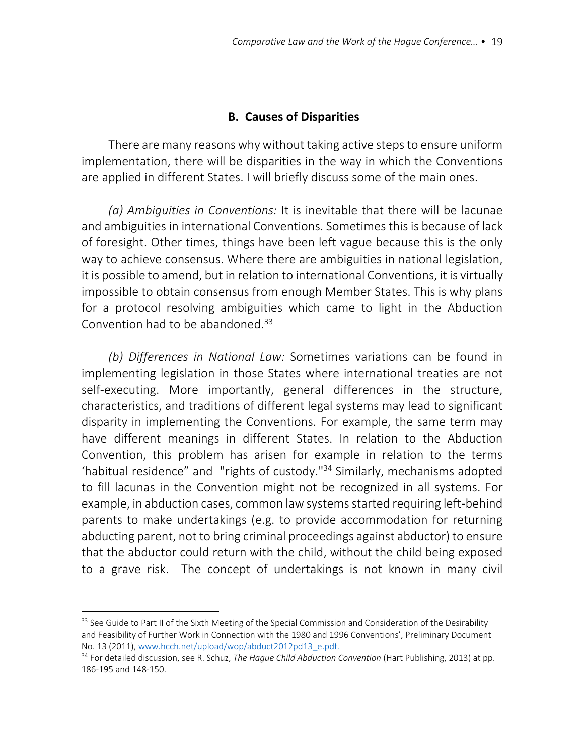### B. Causes of Disparities

There are many reasons why without taking active steps to ensure uniform implementation, there will be disparities in the way in which the Conventions are applied in different States. I will briefly discuss some of the main ones.

*(a) Ambiguities in Conventions:* It is inevitable that there will be lacunae and ambiguities in international Conventions. Sometimes this is because of lack of foresight. Other times, things have been left vague because this is the only way to achieve consensus. Where there are ambiguities in national legislation, it is possible to amend, but in relation to international Conventions, it is virtually impossible to obtain consensus from enough Member States. This is why plans for a protocol resolving ambiguities which came to light in the Abduction Convention had to be abandoned.[33]

*(b) Differences in National Law:* Sometimes variations can be found in implementing legislation in those States where international treaties are not self-executing. More importantly, general differences in the structure, characteristics, and traditions of different legal systems may lead to significant disparity in implementing the Conventions. For example, the same term may have different meanings in different States. In relation to the Abduction Convention, this problem has arisen for example in relation to the terms 'habitual residence" and "rights of custody."[34] Similarly, mechanisms adopted to fill lacunas in the Convention might not be recognized in all systems. For example, in abduction cases, common law systems started requiring left-behind parents to make undertakings (e.g. to provide accommodation for returning abducting parent, not to bring criminal proceedings against abductor) to ensure that the abductor could return with the child, without the child being exposed to a grave risk. The concept of undertakings is not known in many civil

---

[33] See Guide to Part II of the Sixth Meeting of the Special Commission and Consideration of the Desirability and Feasibility of Further Work in Connection with the 1980 and 1996 Conventions', Preliminary Document No. 13 (2011), www.hcch.net/upload/wop/abduct2012pd13_e.pdf.

[34] For detailed discussion, see R. Schuz, *The Hague Child Abduction Convention* (Hart Publishing, 2013) at pp. 186-195 and 148-150.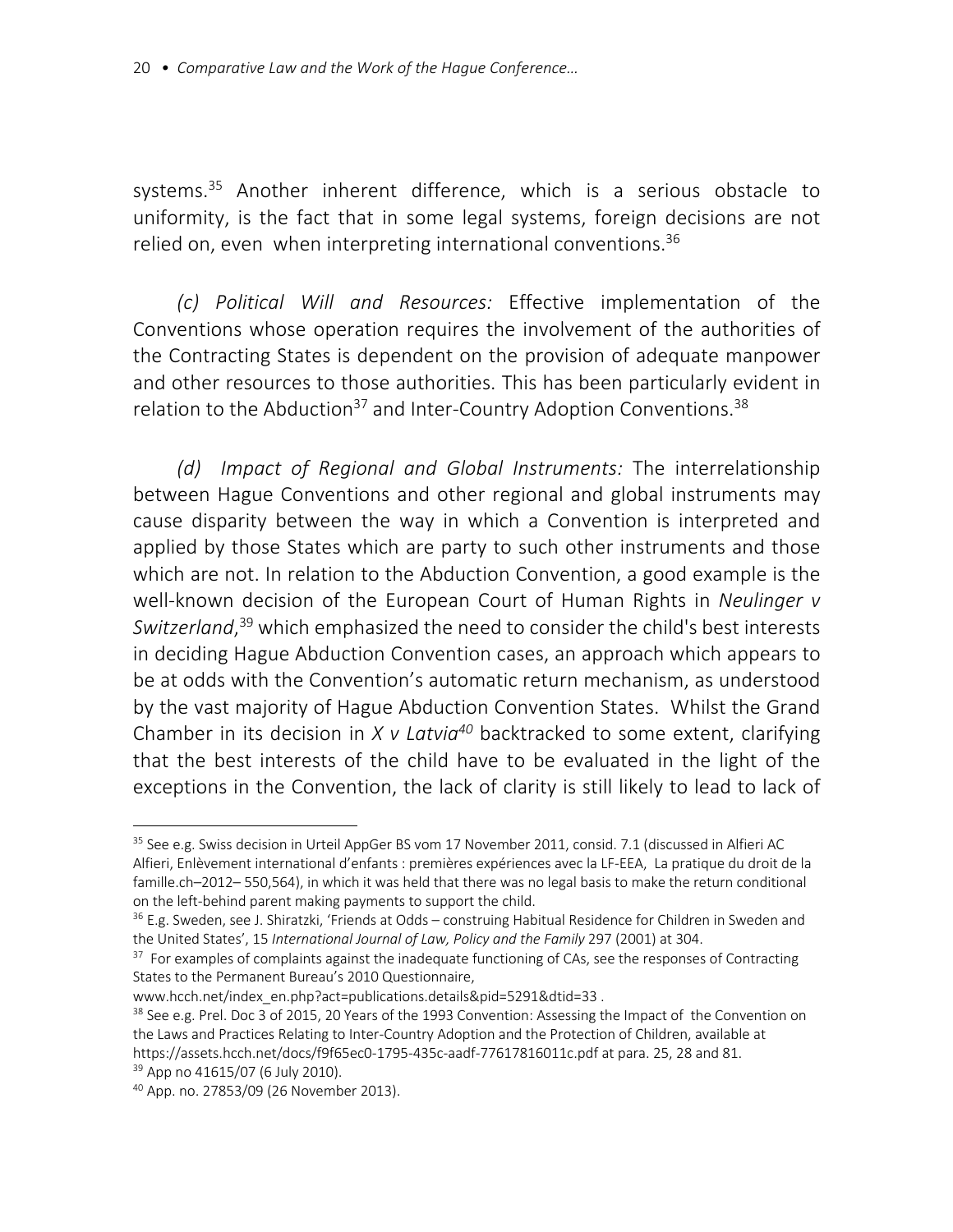systems.[35] Another inherent difference, which is a serious obstacle to uniformity, is the fact that in some legal systems, foreign decisions are not relied on, even when interpreting international conventions.[36]

*(c) Political Will and Resources:* Effective implementation of the Conventions whose operation requires the involvement of the authorities of the Contracting States is dependent on the provision of adequate manpower and other resources to those authorities. This has been particularly evident in relation to the Abduction[37] and Inter-Country Adoption Conventions.[38]

*(d) Impact of Regional and Global Instruments:* The interrelationship between Hague Conventions and other regional and global instruments may cause disparity between the way in which a Convention is interpreted and applied by those States which are party to such other instruments and those which are not. In relation to the Abduction Convention, a good example is the well-known decision of the European Court of Human Rights in *Neulinger v Switzerland*,[39] which emphasized the need to consider the child's best interests in deciding Hague Abduction Convention cases, an approach which appears to be at odds with the Convention's automatic return mechanism, as understood by the vast majority of Hague Abduction Convention States. Whilst the Grand Chamber in its decision in *X v Latvia*[40] backtracked to some extent, clarifying that the best interests of the child have to be evaluated in the light of the exceptions in the Convention, the lack of clarity is still likely to lead to lack of

---

[35] See e.g. Swiss decision in Urteil AppGer BS vom 17 November 2011, consid. 7.1 (discussed in Alfieri AC Alfieri, Enlèvement international d'enfants : premières expériences avec la LF-EEA, La pratique du droit de la famille.ch–2012– 550,564), in which it was held that there was no legal basis to make the return conditional on the left-behind parent making payments to support the child.

[36] E.g. Sweden, see J. Shiratzki, 'Friends at Odds – construing Habitual Residence for Children in Sweden and the United States', 15 *International Journal of Law, Policy and the Family* 297 (2001) at 304.

[37] For examples of complaints against the inadequate functioning of CAs, see the responses of Contracting States to the Permanent Bureau's 2010 Questionnaire, www.hcch.net/index_en.php?act=publications.details&pid=5291&dtid=33 .

[38] See e.g. Prel. Doc 3 of 2015, 20 Years of the 1993 Convention: Assessing the Impact of the Convention on the Laws and Practices Relating to Inter-Country Adoption and the Protection of Children, available at https://assets.hcch.net/docs/f9f65ec0-1795-435c-aadf-77617816011c.pdf at para. 25, 28 and 81.

[39] App no 41615/07 (6 July 2010).

[40] App. no. 27853/09 (26 November 2013).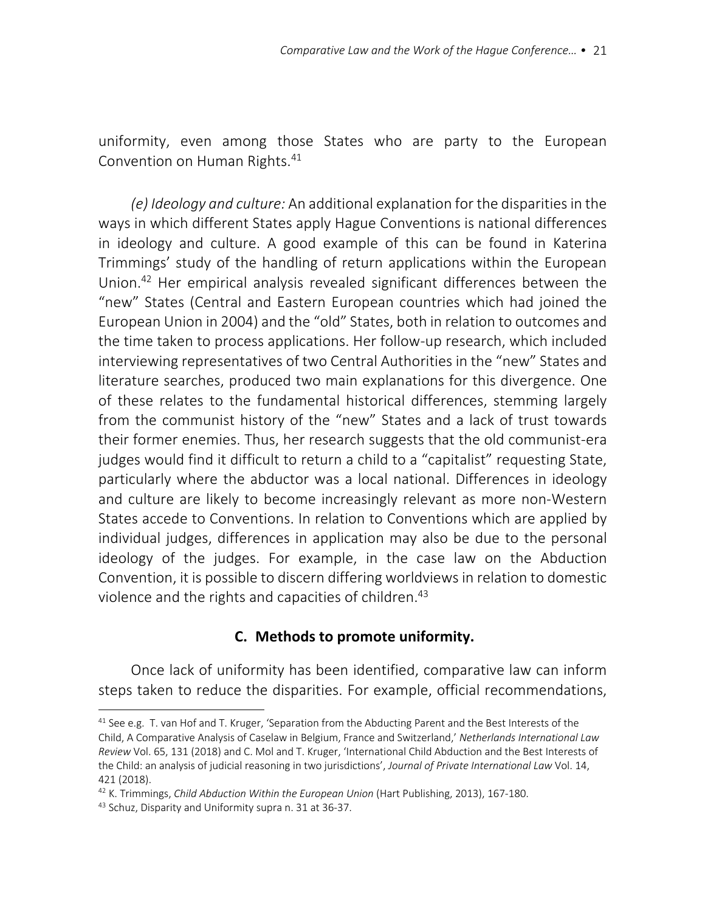uniformity, even among those States who are party to the European Convention on Human Rights.[41]

*(e) Ideology and culture:* An additional explanation for the disparities in the ways in which different States apply Hague Conventions is national differences in ideology and culture. A good example of this can be found in Katerina Trimmings' study of the handling of return applications within the European Union.[42] Her empirical analysis revealed significant differences between the "new" States (Central and Eastern European countries which had joined the European Union in 2004) and the "old" States, both in relation to outcomes and the time taken to process applications. Her follow-up research, which included interviewing representatives of two Central Authorities in the "new" States and literature searches, produced two main explanations for this divergence. One of these relates to the fundamental historical differences, stemming largely from the communist history of the "new" States and a lack of trust towards their former enemies. Thus, her research suggests that the old communist-era judges would find it difficult to return a child to a "capitalist" requesting State, particularly where the abductor was a local national. Differences in ideology and culture are likely to become increasingly relevant as more non-Western States accede to Conventions. In relation to Conventions which are applied by individual judges, differences in application may also be due to the personal ideology of the judges. For example, in the case law on the Abduction Convention, it is possible to discern differing worldviews in relation to domestic violence and the rights and capacities of children.[43]

## C. Methods to promote uniformity.

Once lack of uniformity has been identified, comparative law can inform steps taken to reduce the disparities. For example, official recommendations,

---

[41] See e.g. T. van Hof and T. Kruger, 'Separation from the Abducting Parent and the Best Interests of the Child, A Comparative Analysis of Caselaw in Belgium, France and Switzerland,' *Netherlands International Law Review* Vol. 65, 131 (2018) and C. Mol and T. Kruger, 'International Child Abduction and the Best Interests of the Child: an analysis of judicial reasoning in two jurisdictions', *Journal of Private International Law* Vol. 14, 421 (2018).

[42] K. Trimmings, *Child Abduction Within the European Union* (Hart Publishing, 2013), 167-180.

[43] Schuz, Disparity and Uniformity supra n. 31 at 36-37.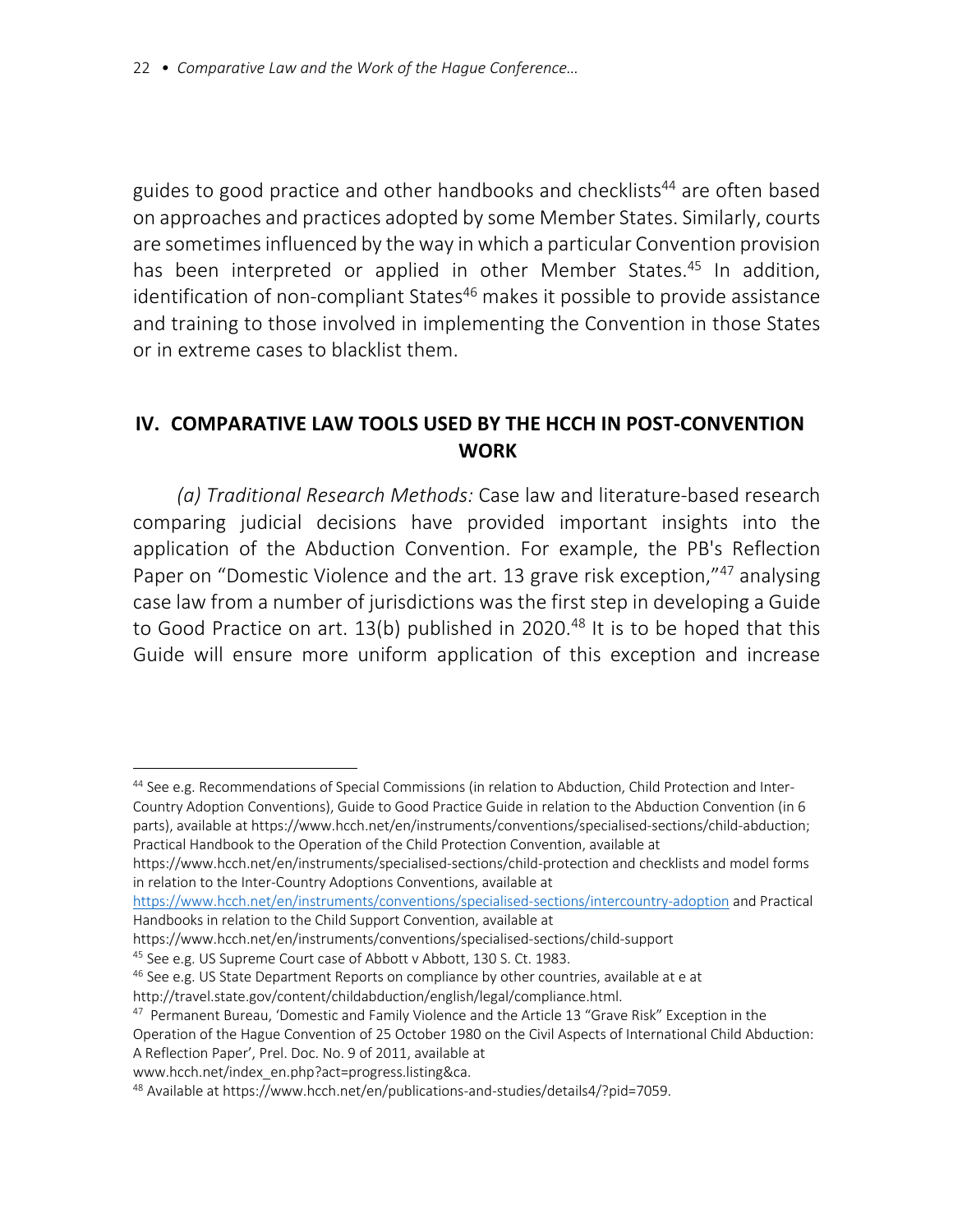guides to good practice and other handbooks and checklists[44] are often based on approaches and practices adopted by some Member States. Similarly, courts are sometimes influenced by the way in which a particular Convention provision has been interpreted or applied in other Member States.[45] In addition, identification of non-compliant States[46] makes it possible to provide assistance and training to those involved in implementing the Convention in those States or in extreme cases to blacklist them.

## IV. COMPARATIVE LAW TOOLS USED BY THE HCCH IN POST-CONVENTION WORK

*(a) Traditional Research Methods:* Case law and literature-based research comparing judicial decisions have provided important insights into the application of the Abduction Convention. For example, the PB's Reflection Paper on "Domestic Violence and the art. 13 grave risk exception,"[47] analysing case law from a number of jurisdictions was the first step in developing a Guide to Good Practice on art. 13(b) published in 2020.[48] It is to be hoped that this Guide will ensure more uniform application of this exception and increase

---

[44] See e.g. Recommendations of Special Commissions (in relation to Abduction, Child Protection and Inter-Country Adoption Conventions), Guide to Good Practice Guide in relation to the Abduction Convention (in 6 parts), available at https://www.hcch.net/en/instruments/conventions/specialised-sections/child-abduction; Practical Handbook to the Operation of the Child Protection Convention, available at https://www.hcch.net/en/instruments/specialised-sections/child-protection and checklists and model forms in relation to the Inter-Country Adoptions Conventions, available at https://www.hcch.net/en/instruments/conventions/specialised-sections/intercountry-adoption and Practical Handbooks in relation to the Child Support Convention, available at https://www.hcch.net/en/instruments/conventions/specialised-sections/child-support

[45] See e.g. US Supreme Court case of Abbott v Abbott, 130 S. Ct. 1983.

[46] See e.g. US State Department Reports on compliance by other countries, available at e at http://travel.state.gov/content/childabduction/english/legal/compliance.html.

[47] Permanent Bureau, 'Domestic and Family Violence and the Article 13 "Grave Risk" Exception in the Operation of the Hague Convention of 25 October 1980 on the Civil Aspects of International Child Abduction: A Reflection Paper', Prel. Doc. No. 9 of 2011, available at www.hcch.net/index_en.php?act=progress.listing&ca.

[48] Available at https://www.hcch.net/en/publications-and-studies/details4/?pid=7059.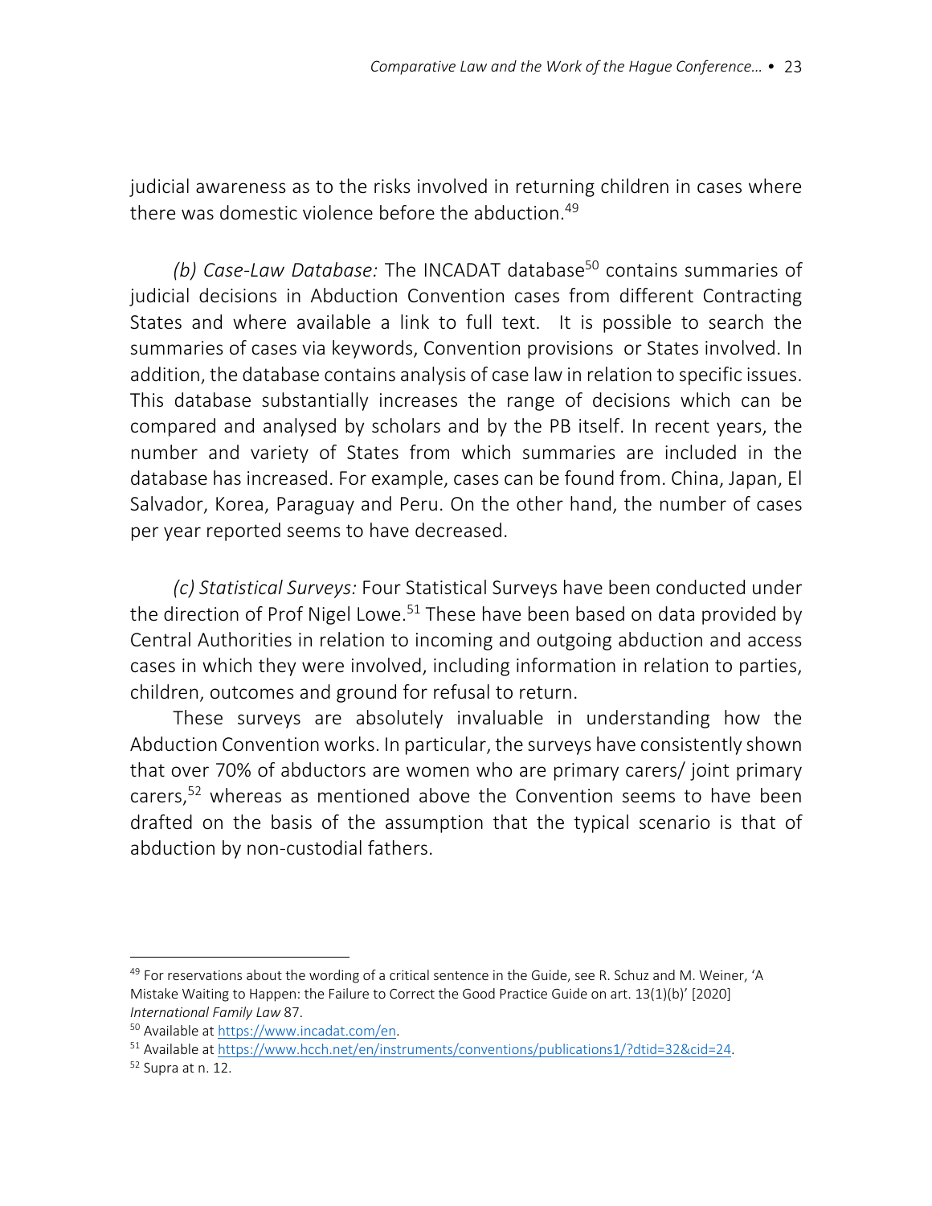judicial awareness as to the risks involved in returning children in cases where there was domestic violence before the abduction.[49]

*(b) Case-Law Database:* The INCADAT database[50] contains summaries of judicial decisions in Abduction Convention cases from different Contracting States and where available a link to full text. It is possible to search the summaries of cases via keywords, Convention provisions or States involved. In addition, the database contains analysis of case law in relation to specific issues. This database substantially increases the range of decisions which can be compared and analysed by scholars and by the PB itself. In recent years, the number and variety of States from which summaries are included in the database has increased. For example, cases can be found from. China, Japan, El Salvador, Korea, Paraguay and Peru. On the other hand, the number of cases per year reported seems to have decreased.

*(c) Statistical Surveys:* Four Statistical Surveys have been conducted under the direction of Prof Nigel Lowe.[51] These have been based on data provided by Central Authorities in relation to incoming and outgoing abduction and access cases in which they were involved, including information in relation to parties, children, outcomes and ground for refusal to return.

These surveys are absolutely invaluable in understanding how the Abduction Convention works. In particular, the surveys have consistently shown that over 70% of abductors are women who are primary carers/ joint primary carers,[52] whereas as mentioned above the Convention seems to have been drafted on the basis of the assumption that the typical scenario is that of abduction by non-custodial fathers.

---

[49] For reservations about the wording of a critical sentence in the Guide, see R. Schuz and M. Weiner, 'A Mistake Waiting to Happen: the Failure to Correct the Good Practice Guide on art. 13(1)(b)' [2020] *International Family Law* 87.

[50] Available at https://www.incadat.com/en.

[51] Available at https://www.hcch.net/en/instruments/conventions/publications1/?dtid=32&cid=24.

[52] Supra at n. 12.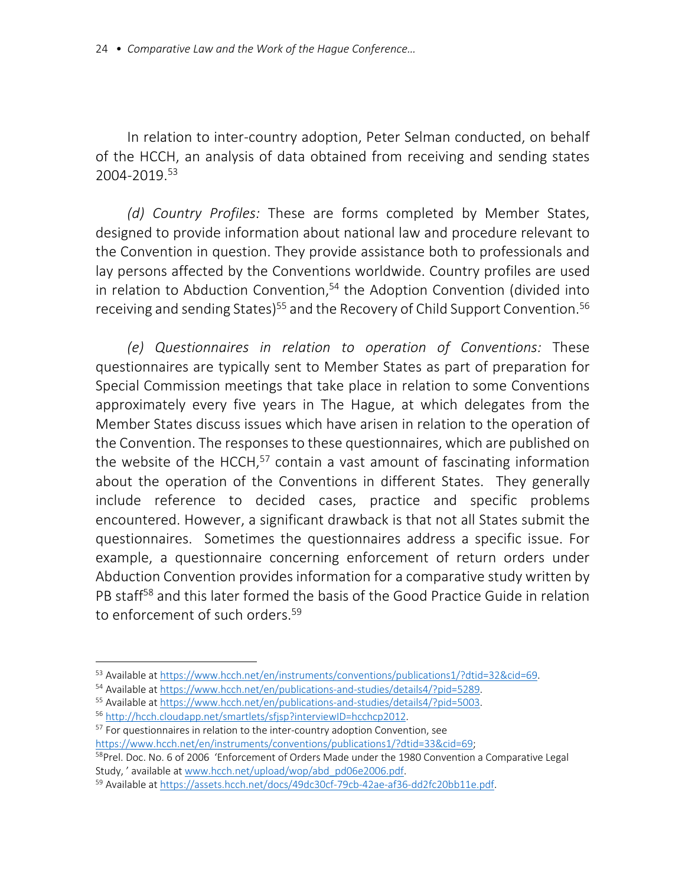In relation to inter-country adoption, Peter Selman conducted, on behalf of the HCCH, an analysis of data obtained from receiving and sending states 2004-2019.[53]

*(d) Country Profiles:* These are forms completed by Member States, designed to provide information about national law and procedure relevant to the Convention in question. They provide assistance both to professionals and lay persons affected by the Conventions worldwide. Country profiles are used in relation to Abduction Convention,[54] the Adoption Convention (divided into receiving and sending States)[55] and the Recovery of Child Support Convention.[56]

*(e) Questionnaires in relation to operation of Conventions:* These questionnaires are typically sent to Member States as part of preparation for Special Commission meetings that take place in relation to some Conventions approximately every five years in The Hague, at which delegates from the Member States discuss issues which have arisen in relation to the operation of the Convention. The responses to these questionnaires, which are published on the website of the HCCH,[57] contain a vast amount of fascinating information about the operation of the Conventions in different States. They generally include reference to decided cases, practice and specific problems encountered. However, a significant drawback is that not all States submit the questionnaires. Sometimes the questionnaires address a specific issue. For example, a questionnaire concerning enforcement of return orders under Abduction Convention provides information for a comparative study written by PB staff[58] and this later formed the basis of the Good Practice Guide in relation to enforcement of such orders.[59]

---

[53] Available at https://www.hcch.net/en/instruments/conventions/publications1/?dtid=32&cid=69.

[54] Available at https://www.hcch.net/en/publications-and-studies/details4/?pid=5289.

[55] Available at https://www.hcch.net/en/publications-and-studies/details4/?pid=5003.

[56] http://hcch.cloudapp.net/smartlets/sfjsp?interviewID=hcchcp2012.

[57] For questionnaires in relation to the inter-country adoption Convention, see https://www.hcch.net/en/instruments/conventions/publications1/?dtid=33&cid=69;

[58] Prel. Doc. No. 6 of 2006 'Enforcement of Orders Made under the 1980 Convention a Comparative Legal Study, ' available at www.hcch.net/upload/wop/abd_pd06e2006.pdf.

[59] Available at https://assets.hcch.net/docs/49dc30cf-79cb-42ae-af36-dd2fc20bb11e.pdf.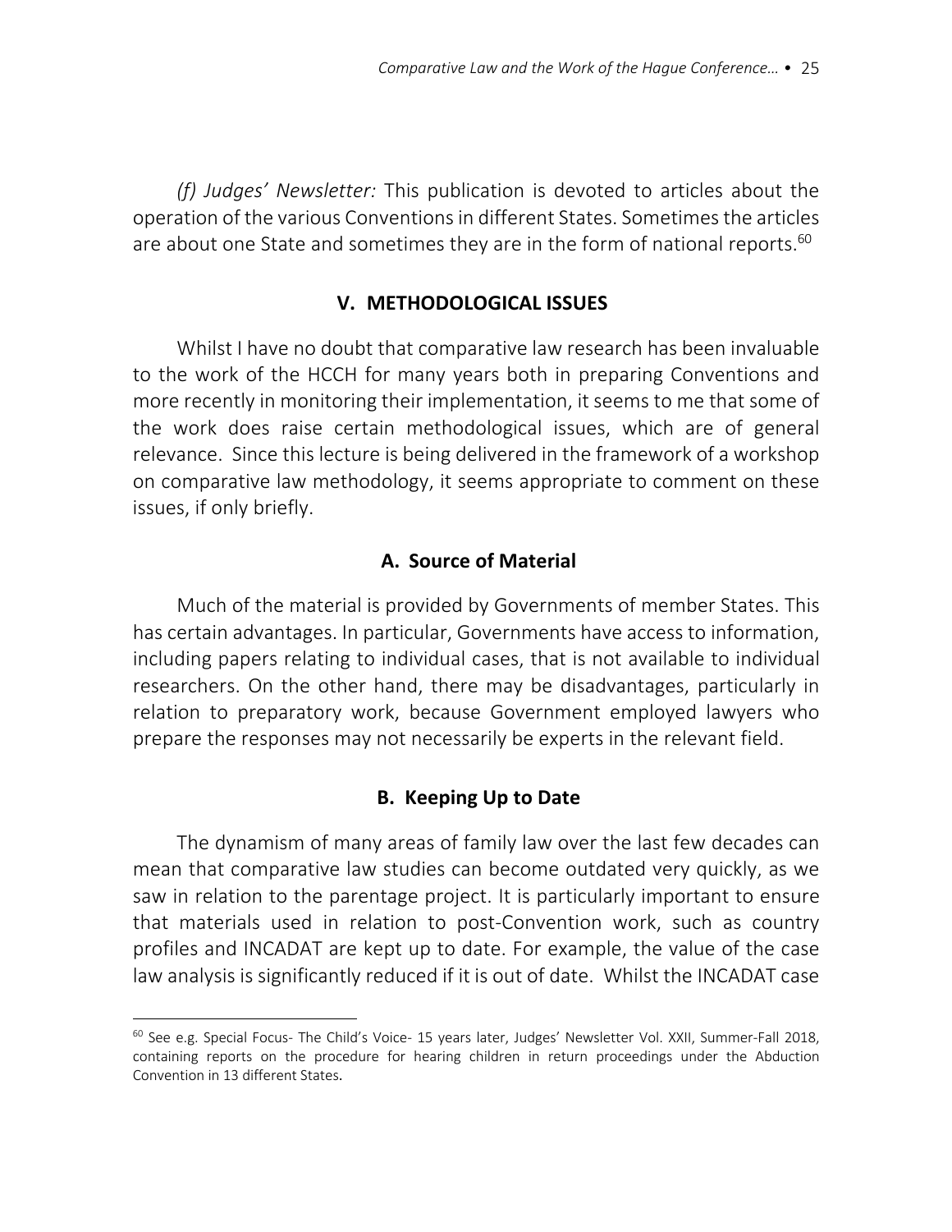*(f) Judges' Newsletter:* This publication is devoted to articles about the operation of the various Conventions in different States. Sometimes the articles are about one State and sometimes they are in the form of national reports.[60]

## V. METHODOLOGICAL ISSUES

Whilst I have no doubt that comparative law research has been invaluable to the work of the HCCH for many years both in preparing Conventions and more recently in monitoring their implementation, it seems to me that some of the work does raise certain methodological issues, which are of general relevance. Since this lecture is being delivered in the framework of a workshop on comparative law methodology, it seems appropriate to comment on these issues, if only briefly.

### A. Source of Material

Much of the material is provided by Governments of member States. This has certain advantages. In particular, Governments have access to information, including papers relating to individual cases, that is not available to individual researchers. On the other hand, there may be disadvantages, particularly in relation to preparatory work, because Government employed lawyers who prepare the responses may not necessarily be experts in the relevant field.

### B. Keeping Up to Date

The dynamism of many areas of family law over the last few decades can mean that comparative law studies can become outdated very quickly, as we saw in relation to the parentage project. It is particularly important to ensure that materials used in relation to post-Convention work, such as country profiles and INCADAT are kept up to date. For example, the value of the case law analysis is significantly reduced if it is out of date. Whilst the INCADAT case

---

[60] See e.g. Special Focus- The Child's Voice- 15 years later, Judges' Newsletter Vol. XXII, Summer-Fall 2018, containing reports on the procedure for hearing children in return proceedings under the Abduction Convention in 13 different States.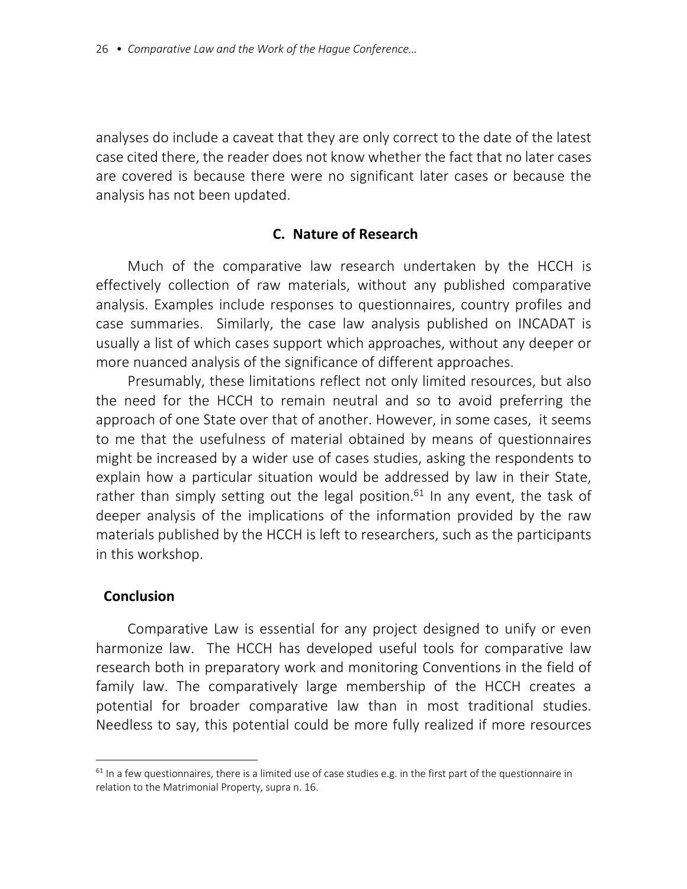analyses do include a caveat that they are only correct to the date of the latest case cited there, the reader does not know whether the fact that no later cases are covered is because there were no significant later cases or because the analysis has not been updated.

### C. Nature of Research

Much of the comparative law research undertaken by the HCCH is effectively collection of raw materials, without any published comparative analysis. Examples include responses to questionnaires, country profiles and case summaries. Similarly, the case law analysis published on INCADAT is usually a list of which cases support which approaches, without any deeper or more nuanced analysis of the significance of different approaches.

Presumably, these limitations reflect not only limited resources, but also the need for the HCCH to remain neutral and so to avoid preferring the approach of one State over that of another. However, in some cases, it seems to me that the usefulness of material obtained by means of questionnaires might be increased by a wider use of cases studies, asking the respondents to explain how a particular situation would be addressed by law in their State, rather than simply setting out the legal position.[61] In any event, the task of deeper analysis of the implications of the information provided by the raw materials published by the HCCH is left to researchers, such as the participants in this workshop.

## Conclusion

Comparative Law is essential for any project designed to unify or even harmonize law. The HCCH has developed useful tools for comparative law research both in preparatory work and monitoring Conventions in the field of family law. The comparatively large membership of the HCCH creates a potential for broader comparative law than in most traditional studies. Needless to say, this potential could be more fully realized if more resources

---

[61] In a few questionnaires, there is a limited use of case studies e.g. in the first part of the questionnaire in relation to the Matrimonial Property, supra n. 16.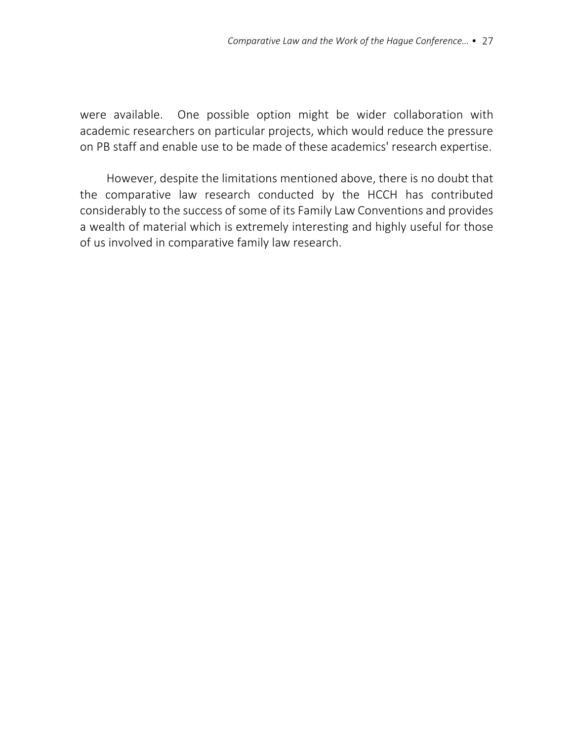were available. One possible option might be wider collaboration with academic researchers on particular projects, which would reduce the pressure on PB staff and enable use to be made of these academics' research expertise.

However, despite the limitations mentioned above, there is no doubt that the comparative law research conducted by the HCCH has contributed considerably to the success of some of its Family Law Conventions and provides a wealth of material which is extremely interesting and highly useful for those of us involved in comparative family law research.